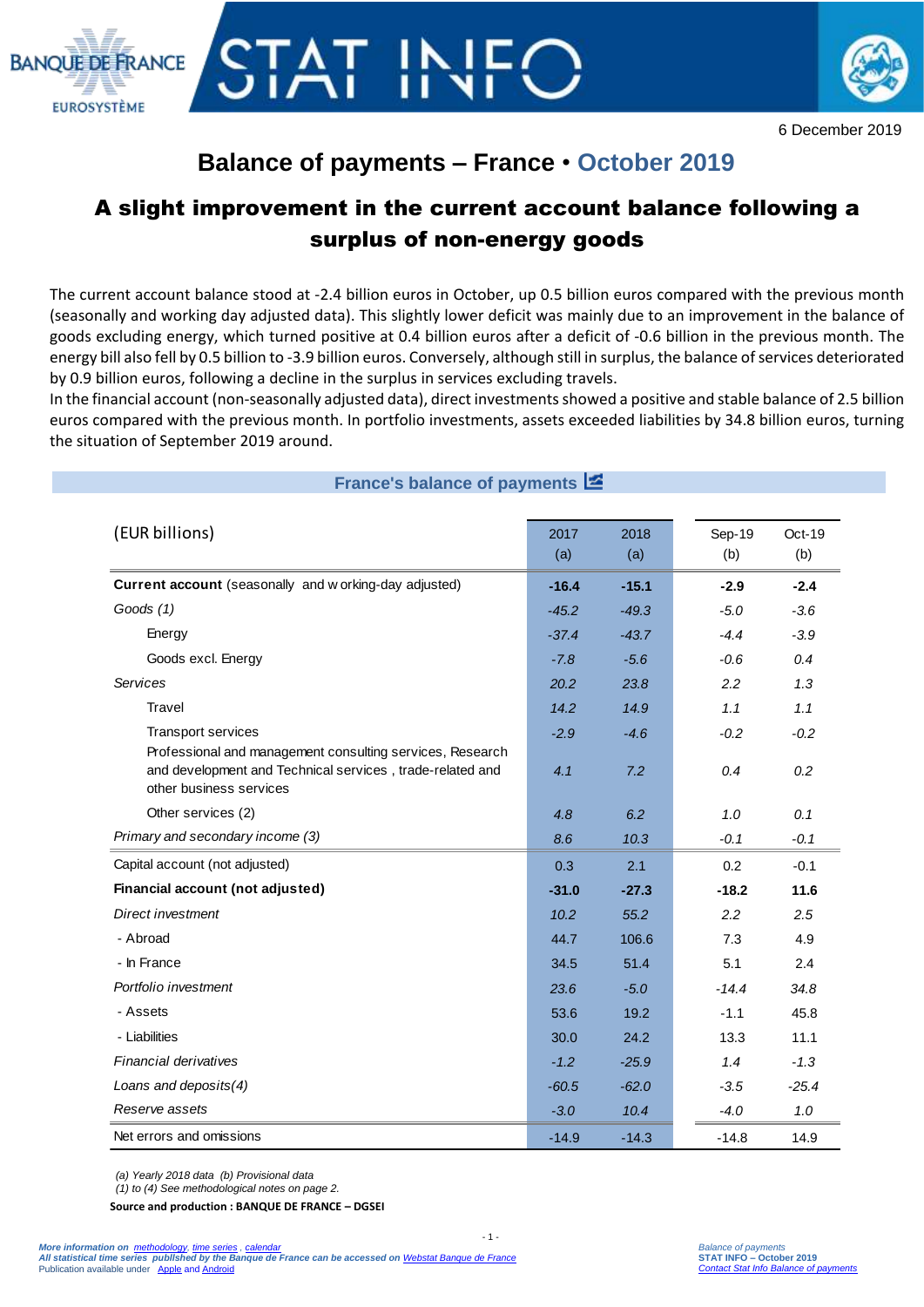6 December 2019

# Balance of payments – France • October 2019

## A slight improvement in the current account balance following a surplus of non-energy goods

The current account balance stood at -2.4 billion euros in October, up 0.5 billion euros compared with the previous month (seasonally and working day adjusted data). This slightly lower deficit was mainly due to an improvement in the balance of goods excluding energy, which turned positive at 0.4 billion euros after a deficit of -0.6 billion in the previous month. The energy bill also fell by 0.5 billion to -3.9 billion euros. Conversely, although still in surplus, the balance of services deteriorated by 0.9 billion euros, following a decline in the surplus in services excluding travels.
In the financial account (non-seasonally adjusted data), direct investments showed a positive and stable balance of 2.5 billion euros compared with the previous month. In portfolio investments, assets exceeded liabilities by 34.8 billion euros, turning the situation of September 2019 around.

### France's balance of payments

| (EUR billions) | 2017 (a) | 2018 (a) | Sep-19 (b) | Oct-19 (b) |
|---|---|---|---|---|
| **Current account** (seasonally and working-day adjusted) | **-16.4** | **-15.1** | **-2.9** | **-2.4** |
| *Goods (1)* | *-45.2* | *-49.3* | *-5.0* | *-3.6* |
| Energy | *-37.4* | *-43.7* | *-4.4* | *-3.9* |
| Goods excl. Energy | *-7.8* | *-5.6* | *-0.6* | *0.4* |
| *Services* | *20.2* | *23.8* | *2.2* | *1.3* |
| Travel | *14.2* | *14.9* | *1.1* | *1.1* |
| Transport services | *-2.9* | *-4.6* | *-0.2* | *-0.2* |
| Professional and management consulting services, Research and development and Technical services , trade-related and other business services | *4.1* | *7.2* | *0.4* | *0.2* |
| Other services (2) | *4.8* | *6.2* | *1.0* | *0.1* |
| *Primary and secondary income (3)* | *8.6* | *10.3* | *-0.1* | *-0.1* |
| Capital account (not adjusted) | 0.3 | 2.1 | 0.2 | -0.1 |
| **Financial account (not adjusted)** | **-31.0** | **-27.3** | **-18.2** | **11.6** |
| *Direct investment* | *10.2* | *55.2* | *2.2* | *2.5* |
| - Abroad | 44.7 | 106.6 | 7.3 | 4.9 |
| - In France | 34.5 | 51.4 | 5.1 | 2.4 |
| *Portfolio investment* | *23.6* | *-5.0* | *-14.4* | *34.8* |
| - Assets | 53.6 | 19.2 | -1.1 | 45.8 |
| - Liabilities | 30.0 | 24.2 | 13.3 | 11.1 |
| *Financial derivatives* | *-1.2* | *-25.9* | *1.4* | *-1.3* |
| *Loans and deposits(4)* | *-60.5* | *-62.0* | *-3.5* | *-25.4* |
| *Reserve assets* | *-3.0* | *10.4* | *-4.0* | *1.0* |
| Net errors and omissions | -14.9 | -14.3 | -14.8 | 14.9 |

*(a) Yearly 2018 data (b) Provisional data*
*(1) to (4) See methodological notes on page 2.*

**Source and production : BANQUE DE FRANCE – DGSEI**

*More information on methodology, time series , calendar*
*All statistical time series published by the Banque de France can be accessed on Webstat Banque de France*
Publication available under Apple and Android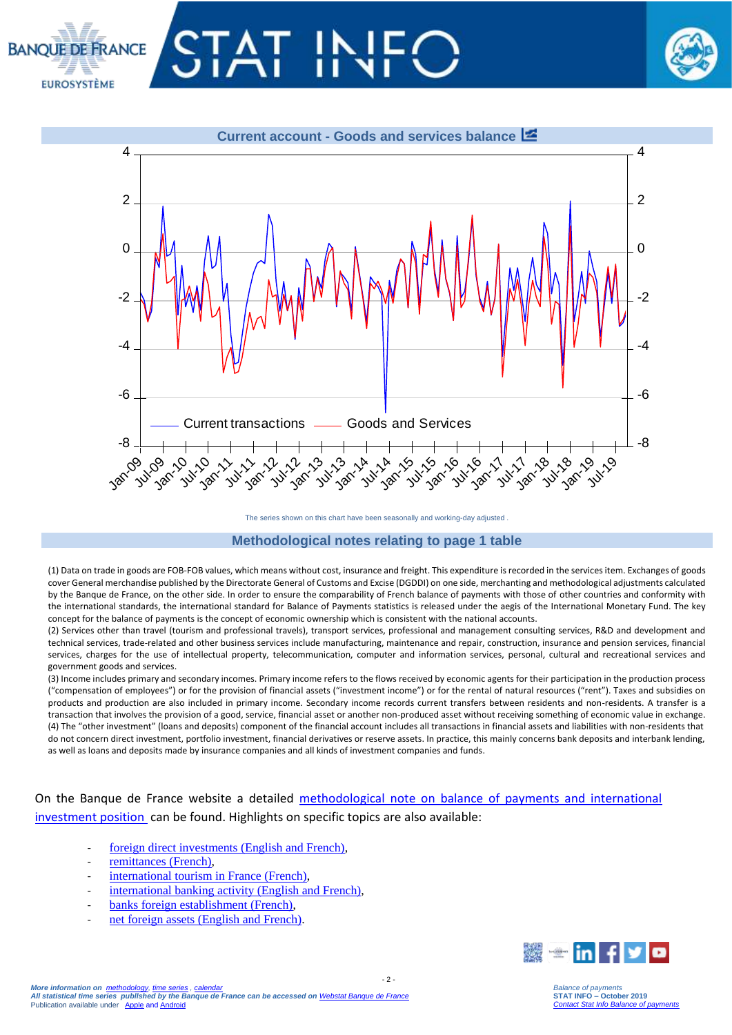## Current account - Goods and services balance

4
2
0
-2
-4
-6
-8

Current transactions — Goods and Services

Jan-09 Jul-09 Jan-10 Jul-10 Jan-11 Jul-11 Jan-12 Jul-12 Jan-13 Jul-13 Jan-14 Jul-14 Jan-15 Jul-15 Jan-16 Jul-16 Jan-17 Jul-17 Jan-18 Jul-18 Jan-19 Jul-19

The series shown on this chart have been seasonally and working-day adjusted .

## Methodological notes relating to page 1 table

(1) Data on trade in goods are FOB-FOB values, which means without cost, insurance and freight. This expenditure is recorded in the services item. Exchanges of goods cover General merchandise published by the Directorate General of Customs and Excise (DGDDI) on one side, merchanting and methodological adjustments calculated by the Banque de France, on the other side. In order to ensure the comparability of French balance of payments with those of other countries and conformity with the international standards, the international standard for Balance of Payments statistics is released under the aegis of the International Monetary Fund. The key concept for the balance of payments is the concept of economic ownership which is consistent with the national accounts.

(2) Services other than travel (tourism and professional travels), transport services, professional and management consulting services, R&D and development and technical services, trade-related and other business services include manufacturing, maintenance and repair, construction, insurance and pension services, financial services, charges for the use of intellectual property, telecommunication, computer and information services, personal, cultural and recreational services and government goods and services.

(3) Income includes primary and secondary incomes. Primary income refers to the flows received by economic agents for their participation in the production process ("compensation of employees") or for the provision of financial assets ("investment income") or for the rental of natural resources ("rent"). Taxes and subsidies on products and production are also included in primary income. Secondary income records current transfers between residents and non-residents. A transfer is a transaction that involves the provision of a good, service, financial asset or another non-produced asset without receiving something of economic value in exchange.

(4) The "other investment" (loans and deposits) component of the financial account includes all transactions in financial assets and liabilities with non-residents that do not concern direct investment, portfolio investment, financial derivatives or reserve assets. In practice, this mainly concerns bank deposits and interbank lending, as well as loans and deposits made by insurance companies and all kinds of investment companies and funds.

On the Banque de France website a detailed methodological note on balance of payments and international investment position can be found. Highlights on specific topics are also available:

- foreign direct investments (English and French),
- remittances (French),
- international tourism in France (French),
- international banking activity (English and French),
- banks foreign establishment (French),
- net foreign assets (English and French).

*More information on methodology, time series , calendar*
***All statistical time series published by the Banque de France can be accessed on Webstat Banque de France***
Publication available under Apple and Android

*Balance of payments*
**STAT INFO – October 2019**
*Contact Stat Info Balance of payments*